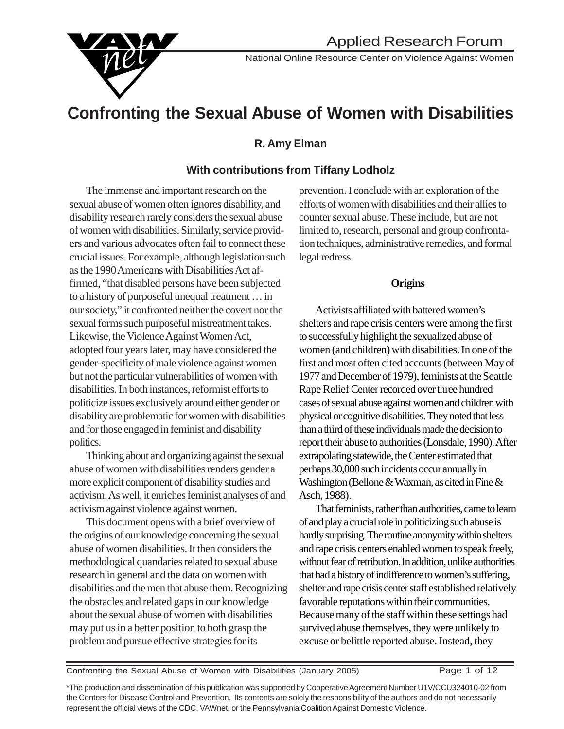Applied Research Forum

National Online Resource Center on Violence Against Women

# Confronting the Sexual Abuse of Women with Disabilities

**R. Amy Elman**

**With contributions from Tiffany Lodholz**

The immense and important research on the sexual abuse of women often ignores disability, and disability research rarely considers the sexual abuse of women with disabilities. Similarly, service providers and various advocates often fail to connect these crucial issues. For example, although legislation such as the 1990 Americans with Disabilities Act affirmed, "that disabled persons have been subjected to a history of purposeful unequal treatment … in our society," it confronted neither the covert nor the sexual forms such purposeful mistreatment takes. Likewise, the Violence Against Women Act, adopted four years later, may have considered the gender-specificity of male violence against women but not the particular vulnerabilities of women with disabilities. In both instances, reformist efforts to politicize issues exclusively around either gender or disability are problematic for women with disabilities and for those engaged in feminist and disability politics.

Thinking about and organizing against the sexual abuse of women with disabilities renders gender a more explicit component of disability studies and activism. As well, it enriches feminist analyses of and activism against violence against women.

This document opens with a brief overview of the origins of our knowledge concerning the sexual abuse of women disabilities. It then considers the methodological quandaries related to sexual abuse research in general and the data on women with disabilities and the men that abuse them. Recognizing the obstacles and related gaps in our knowledge about the sexual abuse of women with disabilities may put us in a better position to both grasp the problem and pursue effective strategies for its prevention. I conclude with an exploration of the efforts of women with disabilities and their allies to counter sexual abuse. These include, but are not limited to, research, personal and group confrontation techniques, administrative remedies, and formal legal redress.

## Origins

Activists affiliated with battered women's shelters and rape crisis centers were among the first to successfully highlight the sexualized abuse of women (and children) with disabilities. In one of the first and most often cited accounts (between May of 1977 and December of 1979), feminists at the Seattle Rape Relief Center recorded over three hundred cases of sexual abuse against women and children with physical or cognitive disabilities. They noted that less than a third of these individuals made the decision to report their abuse to authorities (Lonsdale, 1990). After extrapolating statewide, the Center estimated that perhaps 30,000 such incidents occur annually in Washington (Bellone & Waxman, as cited in Fine & Asch, 1988).

That feminists, rather than authorities, came to learn of and play a crucial role in politicizing such abuse is hardly surprising. The routine anonymity within shelters and rape crisis centers enabled women to speak freely, without fear of retribution. In addition, unlike authorities that had a history of indifference to women's suffering, shelter and rape crisis center staff established relatively favorable reputations within their communities. Because many of the staff within these settings had survived abuse themselves, they were unlikely to excuse or belittle reported abuse. Instead, they

*The production and dissemination of this publication was supported by Cooperative Agreement Number U1V/CCU324010-02 from the Centers for Disease Control and Prevention. Its contents are solely the responsibility of the authors and do not necessarily represent the official views of the CDC, VAWnet, or the Pennsylvania Coalition Against Domestic Violence.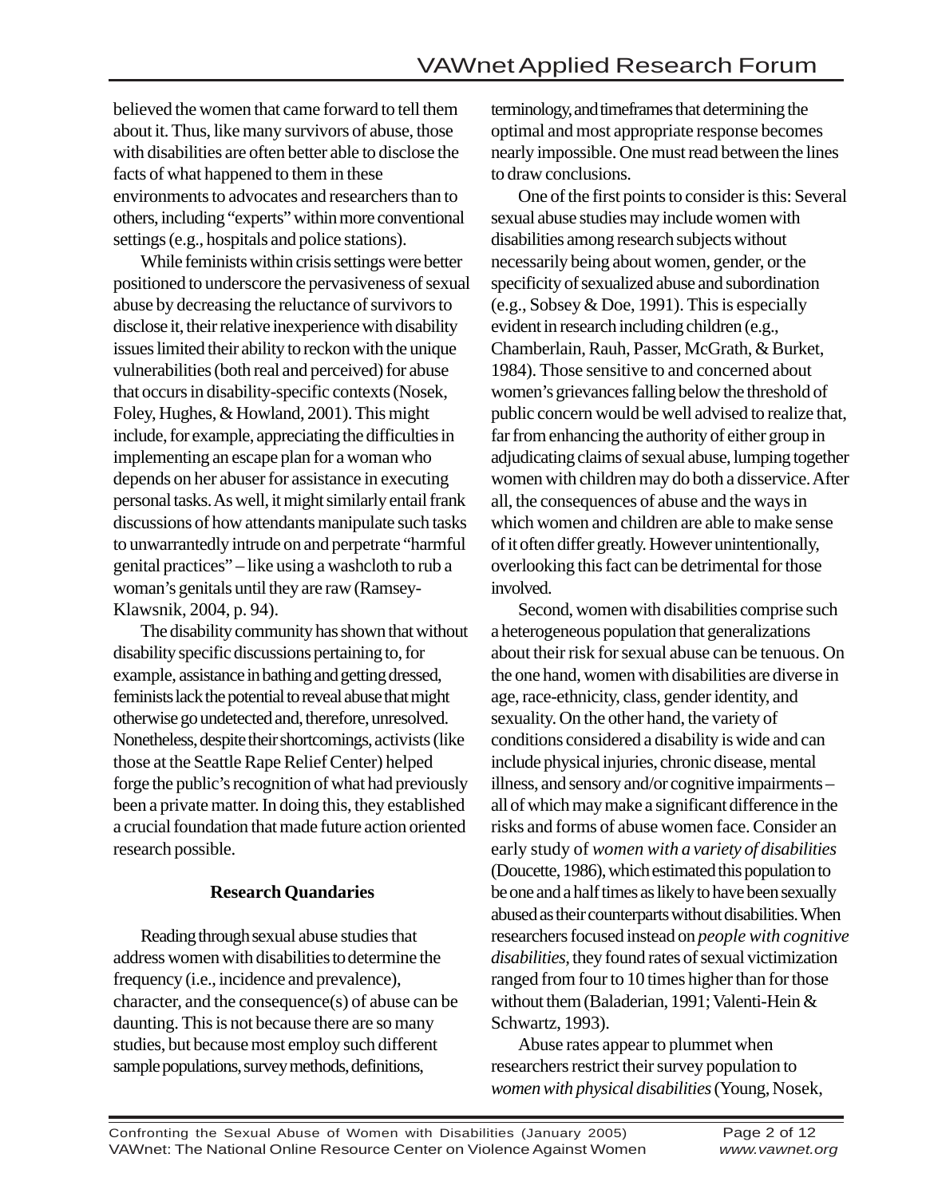believed the women that came forward to tell them about it. Thus, like many survivors of abuse, those with disabilities are often better able to disclose the facts of what happened to them in these environments to advocates and researchers than to others, including "experts" within more conventional settings (e.g., hospitals and police stations).

While feminists within crisis settings were better positioned to underscore the pervasiveness of sexual abuse by decreasing the reluctance of survivors to disclose it, their relative inexperience with disability issues limited their ability to reckon with the unique vulnerabilities (both real and perceived) for abuse that occurs in disability-specific contexts (Nosek, Foley, Hughes, & Howland, 2001). This might include, for example, appreciating the difficulties in implementing an escape plan for a woman who depends on her abuser for assistance in executing personal tasks. As well, it might similarly entail frank discussions of how attendants manipulate such tasks to unwarrantedly intrude on and perpetrate "harmful genital practices" – like using a washcloth to rub a woman's genitals until they are raw (Ramsey-Klawsnik, 2004, p. 94).

The disability community has shown that without disability specific discussions pertaining to, for example, assistance in bathing and getting dressed, feminists lack the potential to reveal abuse that might otherwise go undetected and, therefore, unresolved. Nonetheless, despite their shortcomings, activists (like those at the Seattle Rape Relief Center) helped forge the public's recognition of what had previously been a private matter. In doing this, they established a crucial foundation that made future action oriented research possible.

### Research Quandaries

Reading through sexual abuse studies that address women with disabilities to determine the frequency (i.e., incidence and prevalence), character, and the consequence(s) of abuse can be daunting. This is not because there are so many studies, but because most employ such different sample populations, survey methods, definitions, terminology, and timeframes that determining the optimal and most appropriate response becomes nearly impossible. One must read between the lines to draw conclusions.

One of the first points to consider is this: Several sexual abuse studies may include women with disabilities among research subjects without necessarily being about women, gender, or the specificity of sexualized abuse and subordination (e.g., Sobsey & Doe, 1991). This is especially evident in research including children (e.g., Chamberlain, Rauh, Passer, McGrath, & Burket, 1984). Those sensitive to and concerned about women's grievances falling below the threshold of public concern would be well advised to realize that, far from enhancing the authority of either group in adjudicating claims of sexual abuse, lumping together women with children may do both a disservice. After all, the consequences of abuse and the ways in which women and children are able to make sense of it often differ greatly. However unintentionally, overlooking this fact can be detrimental for those involved.

Second, women with disabilities comprise such a heterogeneous population that generalizations about their risk for sexual abuse can be tenuous. On the one hand, women with disabilities are diverse in age, race-ethnicity, class, gender identity, and sexuality. On the other hand, the variety of conditions considered a disability is wide and can include physical injuries, chronic disease, mental illness, and sensory and/or cognitive impairments – all of which may make a significant difference in the risks and forms of abuse women face. Consider an early study of *women with a variety of disabilities* (Doucette, 1986), which estimated this population to be one and a half times as likely to have been sexually abused as their counterparts without disabilities. When researchers focused instead on *people with cognitive disabilities*, they found rates of sexual victimization ranged from four to 10 times higher than for those without them (Baladerian, 1991; Valenti-Hein & Schwartz, 1993).

Abuse rates appear to plummet when researchers restrict their survey population to *women with physical disabilities* (Young, Nosek,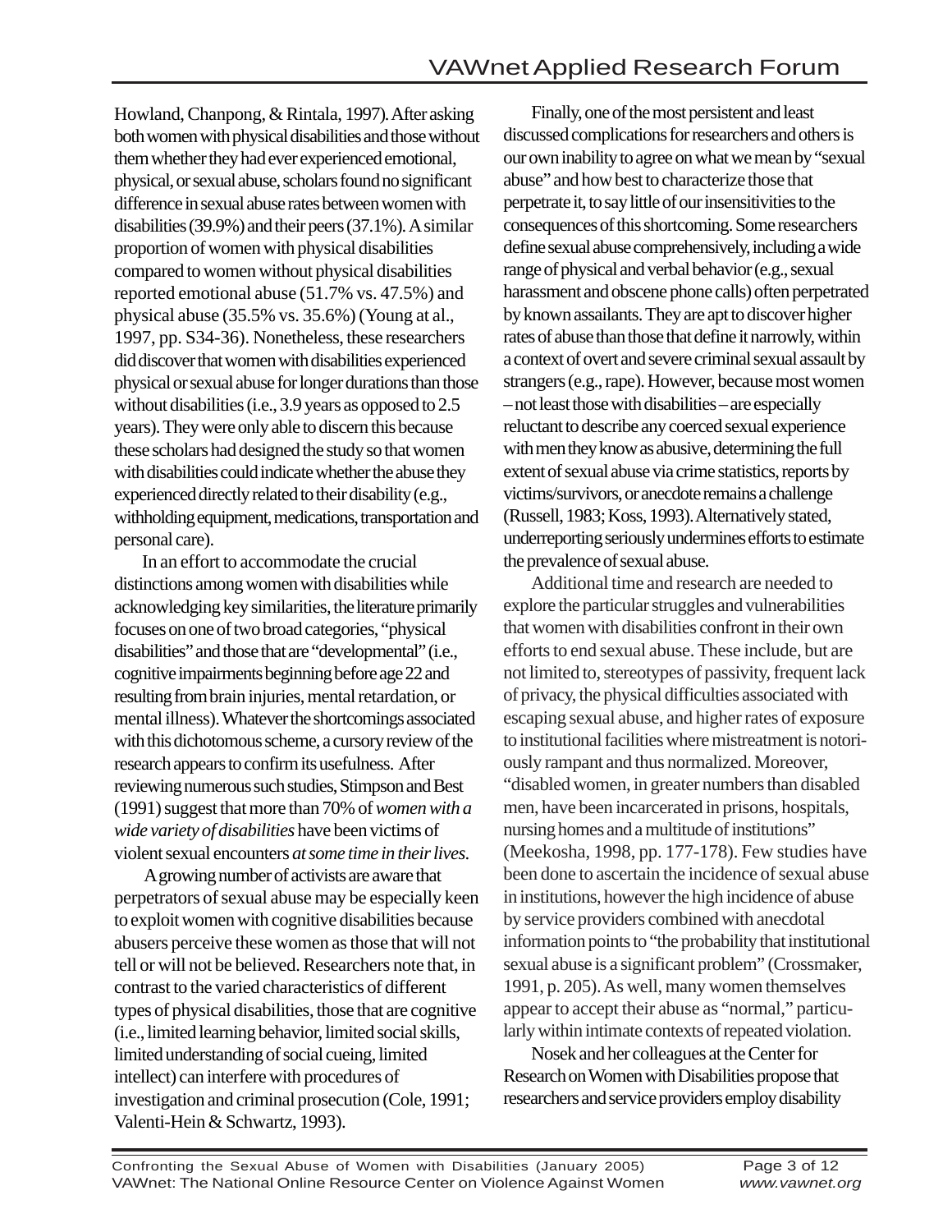Howland, Chanpong, & Rintala, 1997). After asking both women with physical disabilities and those without them whether they had ever experienced emotional, physical, or sexual abuse, scholars found no significant difference in sexual abuse rates between women with disabilities (39.9%) and their peers (37.1%). A similar proportion of women with physical disabilities compared to women without physical disabilities reported emotional abuse (51.7% vs. 47.5%) and physical abuse (35.5% vs. 35.6%) (Young at al., 1997, pp. S34-36). Nonetheless, these researchers did discover that women with disabilities experienced physical or sexual abuse for longer durations than those without disabilities (i.e., 3.9 years as opposed to 2.5 years). They were only able to discern this because these scholars had designed the study so that women with disabilities could indicate whether the abuse they experienced directly related to their disability (e.g., withholding equipment, medications, transportation and personal care).

In an effort to accommodate the crucial distinctions among women with disabilities while acknowledging key similarities, the literature primarily focuses on one of two broad categories, "physical disabilities" and those that are "developmental" (i.e., cognitive impairments beginning before age 22 and resulting from brain injuries, mental retardation, or mental illness). Whatever the shortcomings associated with this dichotomous scheme, a cursory review of the research appears to confirm its usefulness. After reviewing numerous such studies, Stimpson and Best (1991) suggest that more than 70% of *women with a wide variety of disabilities* have been victims of violent sexual encounters *at some time in their lives*.

A growing number of activists are aware that perpetrators of sexual abuse may be especially keen to exploit women with cognitive disabilities because abusers perceive these women as those that will not tell or will not be believed. Researchers note that, in contrast to the varied characteristics of different types of physical disabilities, those that are cognitive (i.e., limited learning behavior, limited social skills, limited understanding of social cueing, limited intellect) can interfere with procedures of investigation and criminal prosecution (Cole, 1991; Valenti-Hein & Schwartz, 1993).

Finally, one of the most persistent and least discussed complications for researchers and others is our own inability to agree on what we mean by "sexual abuse" and how best to characterize those that perpetrate it, to say little of our insensitivities to the consequences of this shortcoming. Some researchers define sexual abuse comprehensively, including a wide range of physical and verbal behavior (e.g., sexual harassment and obscene phone calls) often perpetrated by known assailants. They are apt to discover higher rates of abuse than those that define it narrowly, within a context of overt and severe criminal sexual assault by strangers (e.g., rape). However, because most women – not least those with disabilities – are especially reluctant to describe any coerced sexual experience with men they know as abusive, determining the full extent of sexual abuse via crime statistics, reports by victims/survivors, or anecdote remains a challenge (Russell, 1983; Koss, 1993). Alternatively stated, underreporting seriously undermines efforts to estimate the prevalence of sexual abuse.

Additional time and research are needed to explore the particular struggles and vulnerabilities that women with disabilities confront in their own efforts to end sexual abuse. These include, but are not limited to, stereotypes of passivity, frequent lack of privacy, the physical difficulties associated with escaping sexual abuse, and higher rates of exposure to institutional facilities where mistreatment is notoriously rampant and thus normalized. Moreover, "disabled women, in greater numbers than disabled men, have been incarcerated in prisons, hospitals, nursing homes and a multitude of institutions" (Meekosha, 1998, pp. 177-178). Few studies have been done to ascertain the incidence of sexual abuse in institutions, however the high incidence of abuse by service providers combined with anecdotal information points to "the probability that institutional sexual abuse is a significant problem" (Crossmaker, 1991, p. 205). As well, many women themselves appear to accept their abuse as "normal," particularly within intimate contexts of repeated violation.

Nosek and her colleagues at the Center for Research on Women with Disabilities propose that researchers and service providers employ disability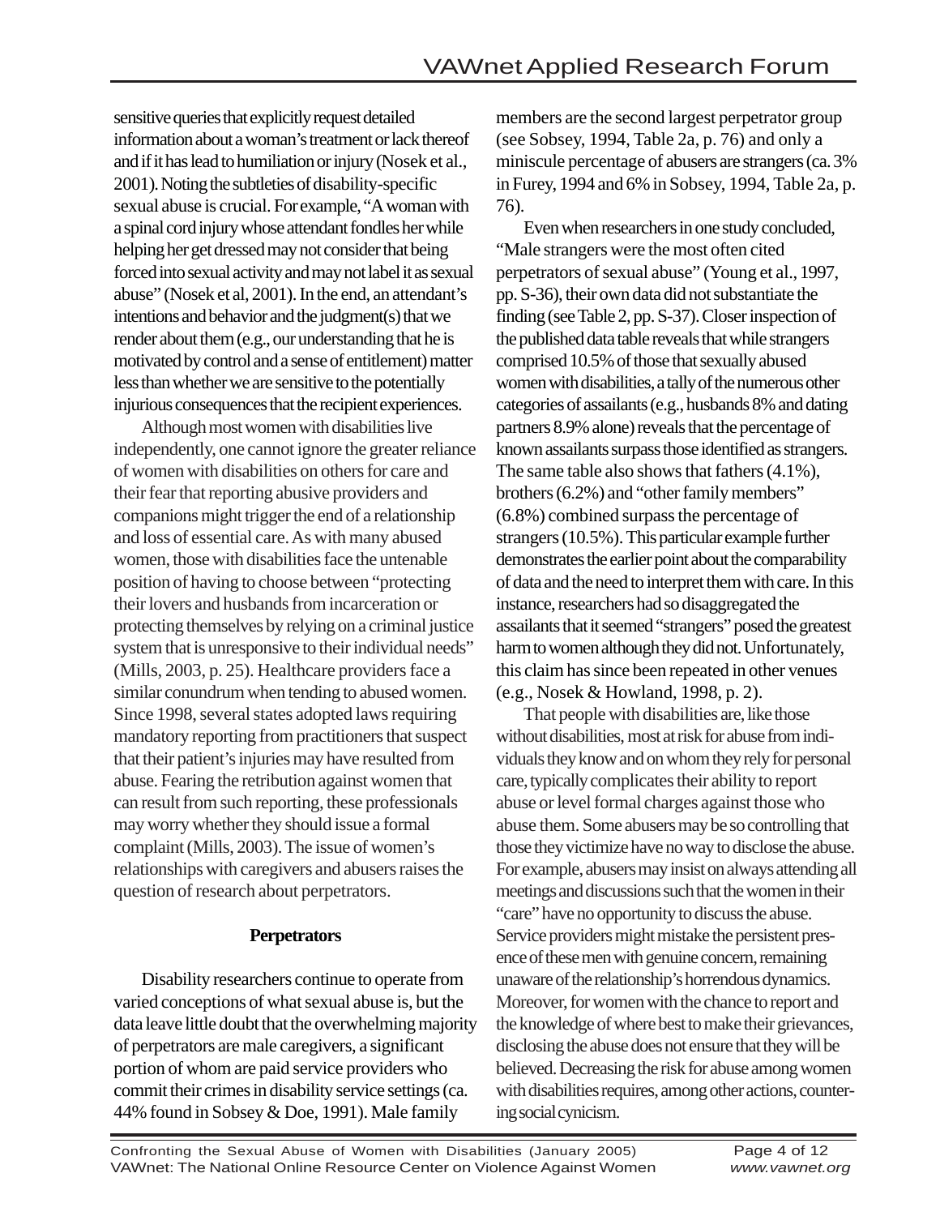sensitive queries that explicitly request detailed information about a woman's treatment or lack thereof and if it has lead to humiliation or injury (Nosek et al., 2001). Noting the subtleties of disability-specific sexual abuse is crucial. For example, "A woman with a spinal cord injury whose attendant fondles her while helping her get dressed may not consider that being forced into sexual activity and may not label it as sexual abuse" (Nosek et al, 2001). In the end, an attendant's intentions and behavior and the judgment(s) that we render about them (e.g., our understanding that he is motivated by control and a sense of entitlement) matter less than whether we are sensitive to the potentially injurious consequences that the recipient experiences.

Although most women with disabilities live independently, one cannot ignore the greater reliance of women with disabilities on others for care and their fear that reporting abusive providers and companions might trigger the end of a relationship and loss of essential care. As with many abused women, those with disabilities face the untenable position of having to choose between "protecting their lovers and husbands from incarceration or protecting themselves by relying on a criminal justice system that is unresponsive to their individual needs" (Mills, 2003, p. 25). Healthcare providers face a similar conundrum when tending to abused women. Since 1998, several states adopted laws requiring mandatory reporting from practitioners that suspect that their patient's injuries may have resulted from abuse. Fearing the retribution against women that can result from such reporting, these professionals may worry whether they should issue a formal complaint (Mills, 2003). The issue of women's relationships with caregivers and abusers raises the question of research about perpetrators.

## Perpetrators

Disability researchers continue to operate from varied conceptions of what sexual abuse is, but the data leave little doubt that the overwhelming majority of perpetrators are male caregivers, a significant portion of whom are paid service providers who commit their crimes in disability service settings (ca. 44% found in Sobsey & Doe, 1991). Male family members are the second largest perpetrator group (see Sobsey, 1994, Table 2a, p. 76) and only a miniscule percentage of abusers are strangers (ca. 3% in Furey, 1994 and 6% in Sobsey, 1994, Table 2a, p. 76).

Even when researchers in one study concluded, "Male strangers were the most often cited perpetrators of sexual abuse" (Young et al., 1997, pp. S-36), their own data did not substantiate the finding (see Table 2, pp. S-37). Closer inspection of the published data table reveals that while strangers comprised 10.5% of those that sexually abused women with disabilities, a tally of the numerous other categories of assailants (e.g., husbands 8% and dating partners 8.9% alone) reveals that the percentage of known assailants surpass those identified as strangers. The same table also shows that fathers (4.1%), brothers (6.2%) and "other family members" (6.8%) combined surpass the percentage of strangers (10.5%). This particular example further demonstrates the earlier point about the comparability of data and the need to interpret them with care. In this instance, researchers had so disaggregated the assailants that it seemed "strangers" posed the greatest harm to women although they did not. Unfortunately, this claim has since been repeated in other venues (e.g., Nosek & Howland, 1998, p. 2).

That people with disabilities are, like those without disabilities, most at risk for abuse from individuals they know and on whom they rely for personal care, typically complicates their ability to report abuse or level formal charges against those who abuse them. Some abusers may be so controlling that those they victimize have no way to disclose the abuse. For example, abusers may insist on always attending all meetings and discussions such that the women in their "care" have no opportunity to discuss the abuse. Service providers might mistake the persistent presence of these men with genuine concern, remaining unaware of the relationship's horrendous dynamics. Moreover, for women with the chance to report and the knowledge of where best to make their grievances, disclosing the abuse does not ensure that they will be believed. Decreasing the risk for abuse among women with disabilities requires, among other actions, countering social cynicism.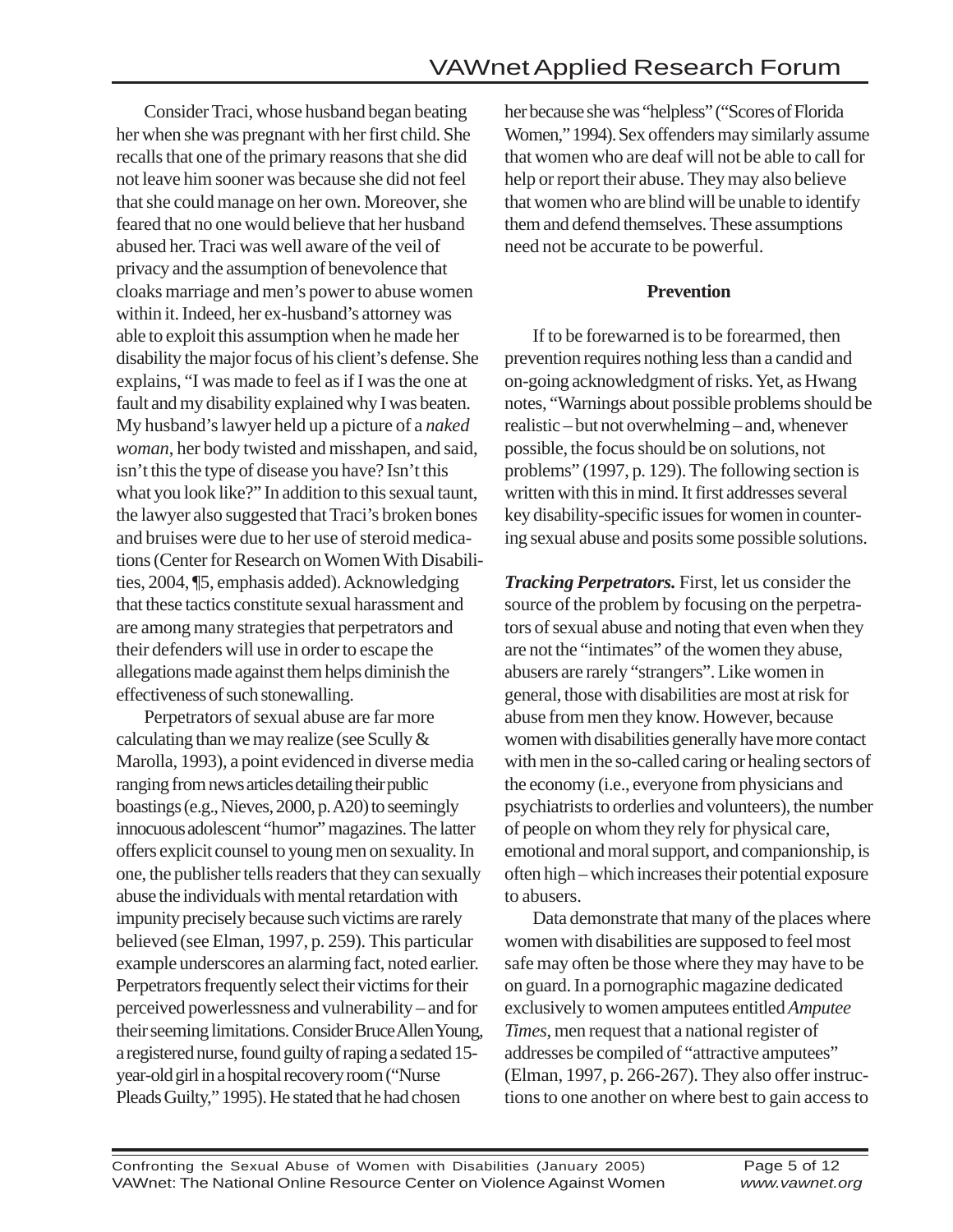Consider Traci, whose husband began beating her when she was pregnant with her first child. She recalls that one of the primary reasons that she did not leave him sooner was because she did not feel that she could manage on her own. Moreover, she feared that no one would believe that her husband abused her. Traci was well aware of the veil of privacy and the assumption of benevolence that cloaks marriage and men's power to abuse women within it. Indeed, her ex-husband's attorney was able to exploit this assumption when he made her disability the major focus of his client's defense. She explains, "I was made to feel as if I was the one at fault and my disability explained why I was beaten. My husband's lawyer held up a picture of a *naked woman*, her body twisted and misshapen, and said, isn't this the type of disease you have? Isn't this what you look like?" In addition to this sexual taunt, the lawyer also suggested that Traci's broken bones and bruises were due to her use of steroid medications (Center for Research on Women With Disabilities, 2004, ¶5, emphasis added). Acknowledging that these tactics constitute sexual harassment and are among many strategies that perpetrators and their defenders will use in order to escape the allegations made against them helps diminish the effectiveness of such stonewalling.

Perpetrators of sexual abuse are far more calculating than we may realize (see Scully & Marolla, 1993), a point evidenced in diverse media ranging from news articles detailing their public boastings (e.g., Nieves, 2000, p. A20) to seemingly innocuous adolescent "humor" magazines. The latter offers explicit counsel to young men on sexuality. In one, the publisher tells readers that they can sexually abuse the individuals with mental retardation with impunity precisely because such victims are rarely believed (see Elman, 1997, p. 259). This particular example underscores an alarming fact, noted earlier. Perpetrators frequently select their victims for their perceived powerlessness and vulnerability – and for their seeming limitations. Consider Bruce Allen Young, a registered nurse, found guilty of raping a sedated 15-year-old girl in a hospital recovery room ("Nurse Pleads Guilty," 1995). He stated that he had chosen her because she was "helpless" ("Scores of Florida Women," 1994). Sex offenders may similarly assume that women who are deaf will not be able to call for help or report their abuse. They may also believe that women who are blind will be unable to identify them and defend themselves. These assumptions need not be accurate to be powerful.

## Prevention

If to be forewarned is to be forearmed, then prevention requires nothing less than a candid and on-going acknowledgment of risks. Yet, as Hwang notes, "Warnings about possible problems should be realistic – but not overwhelming – and, whenever possible, the focus should be on solutions, not problems" (1997, p. 129). The following section is written with this in mind. It first addresses several key disability-specific issues for women in countering sexual abuse and posits some possible solutions.

***Tracking Perpetrators.*** First, let us consider the source of the problem by focusing on the perpetrators of sexual abuse and noting that even when they are not the "intimates" of the women they abuse, abusers are rarely "strangers". Like women in general, those with disabilities are most at risk for abuse from men they know. However, because women with disabilities generally have more contact with men in the so-called caring or healing sectors of the economy (i.e., everyone from physicians and psychiatrists to orderlies and volunteers), the number of people on whom they rely for physical care, emotional and moral support, and companionship, is often high – which increases their potential exposure to abusers.

Data demonstrate that many of the places where women with disabilities are supposed to feel most safe may often be those where they may have to be on guard. In a pornographic magazine dedicated exclusively to women amputees entitled *Amputee Times*, men request that a national register of addresses be compiled of "attractive amputees" (Elman, 1997, p. 266-267). They also offer instructions to one another on where best to gain access to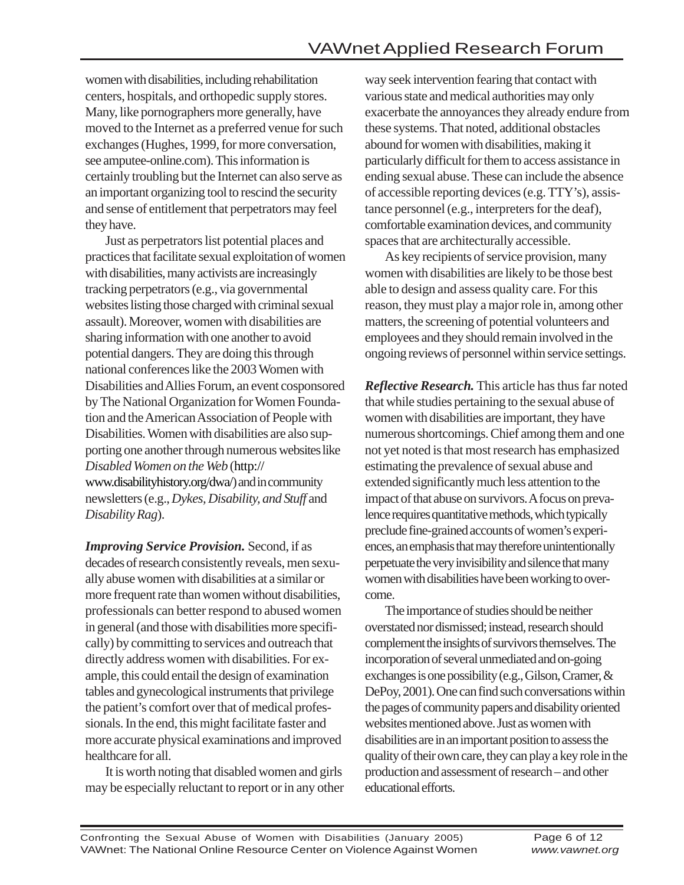women with disabilities, including rehabilitation centers, hospitals, and orthopedic supply stores. Many, like pornographers more generally, have moved to the Internet as a preferred venue for such exchanges (Hughes, 1999, for more conversation, see amputee-online.com). This information is certainly troubling but the Internet can also serve as an important organizing tool to rescind the security and sense of entitlement that perpetrators may feel they have.

Just as perpetrators list potential places and practices that facilitate sexual exploitation of women with disabilities, many activists are increasingly tracking perpetrators (e.g., via governmental websites listing those charged with criminal sexual assault). Moreover, women with disabilities are sharing information with one another to avoid potential dangers. They are doing this through national conferences like the 2003 Women with Disabilities and Allies Forum, an event cosponsored by The National Organization for Women Foundation and the American Association of People with Disabilities. Women with disabilities are also supporting one another through numerous websites like *Disabled Women on the Web* (http://www.disabilityhistory.org/dwa/) and in community newsletters (e.g., *Dykes, Disability, and Stuff* and *Disability Rag*).

***Improving Service Provision.*** Second, if as decades of research consistently reveals, men sexually abuse women with disabilities at a similar or more frequent rate than women without disabilities, professionals can better respond to abused women in general (and those with disabilities more specifically) by committing to services and outreach that directly address women with disabilities. For example, this could entail the design of examination tables and gynecological instruments that privilege the patient's comfort over that of medical professionals. In the end, this might facilitate faster and more accurate physical examinations and improved healthcare for all.

It is worth noting that disabled women and girls may be especially reluctant to report or in any other way seek intervention fearing that contact with various state and medical authorities may only exacerbate the annoyances they already endure from these systems. That noted, additional obstacles abound for women with disabilities, making it particularly difficult for them to access assistance in ending sexual abuse. These can include the absence of accessible reporting devices (e.g. TTY's), assistance personnel (e.g., interpreters for the deaf), comfortable examination devices, and community spaces that are architecturally accessible.

As key recipients of service provision, many women with disabilities are likely to be those best able to design and assess quality care. For this reason, they must play a major role in, among other matters, the screening of potential volunteers and employees and they should remain involved in the ongoing reviews of personnel within service settings.

***Reflective Research.*** This article has thus far noted that while studies pertaining to the sexual abuse of women with disabilities are important, they have numerous shortcomings. Chief among them and one not yet noted is that most research has emphasized estimating the prevalence of sexual abuse and extended significantly much less attention to the impact of that abuse on survivors. A focus on prevalence requires quantitative methods, which typically preclude fine-grained accounts of women's experiences, an emphasis that may therefore unintentionally perpetuate the very invisibility and silence that many women with disabilities have been working to overcome.

The importance of studies should be neither overstated nor dismissed; instead, research should complement the insights of survivors themselves. The incorporation of several unmediated and on-going exchanges is one possibility (e.g., Gilson, Cramer, & DePoy, 2001). One can find such conversations within the pages of community papers and disability oriented websites mentioned above. Just as women with disabilities are in an important position to assess the quality of their own care, they can play a key role in the production and assessment of research – and other educational efforts.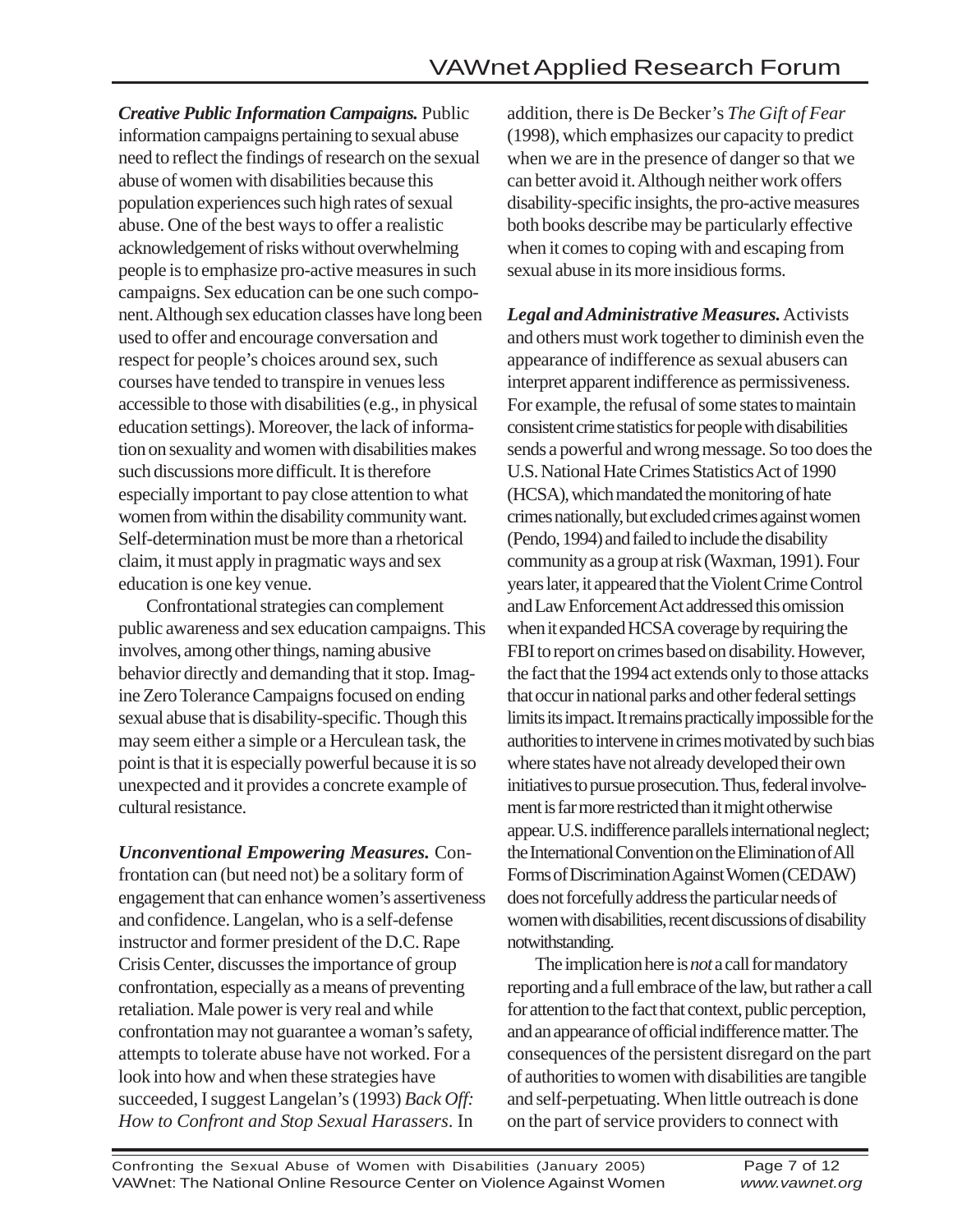***Creative Public Information Campaigns.*** Public information campaigns pertaining to sexual abuse need to reflect the findings of research on the sexual abuse of women with disabilities because this population experiences such high rates of sexual abuse. One of the best ways to offer a realistic acknowledgement of risks without overwhelming people is to emphasize pro-active measures in such campaigns. Sex education can be one such component. Although sex education classes have long been used to offer and encourage conversation and respect for people's choices around sex, such courses have tended to transpire in venues less accessible to those with disabilities (e.g., in physical education settings). Moreover, the lack of information on sexuality and women with disabilities makes such discussions more difficult. It is therefore especially important to pay close attention to what women from within the disability community want. Self-determination must be more than a rhetorical claim, it must apply in pragmatic ways and sex education is one key venue.

Confrontational strategies can complement public awareness and sex education campaigns. This involves, among other things, naming abusive behavior directly and demanding that it stop. Imagine Zero Tolerance Campaigns focused on ending sexual abuse that is disability-specific. Though this may seem either a simple or a Herculean task, the point is that it is especially powerful because it is so unexpected and it provides a concrete example of cultural resistance.

***Unconventional Empowering Measures.*** Confrontation can (but need not) be a solitary form of engagement that can enhance women's assertiveness and confidence. Langelan, who is a self-defense instructor and former president of the D.C. Rape Crisis Center, discusses the importance of group confrontation, especially as a means of preventing retaliation. Male power is very real and while confrontation may not guarantee a woman's safety, attempts to tolerate abuse have not worked. For a look into how and when these strategies have succeeded, I suggest Langelan's (1993) *Back Off: How to Confront and Stop Sexual Harassers*. In addition, there is De Becker's *The Gift of Fear* (1998), which emphasizes our capacity to predict when we are in the presence of danger so that we can better avoid it. Although neither work offers disability-specific insights, the pro-active measures both books describe may be particularly effective when it comes to coping with and escaping from sexual abuse in its more insidious forms.

***Legal and Administrative Measures.*** Activists and others must work together to diminish even the appearance of indifference as sexual abusers can interpret apparent indifference as permissiveness. For example, the refusal of some states to maintain consistent crime statistics for people with disabilities sends a powerful and wrong message. So too does the U.S. National Hate Crimes Statistics Act of 1990 (HCSA), which mandated the monitoring of hate crimes nationally, but excluded crimes against women (Pendo, 1994) and failed to include the disability community as a group at risk (Waxman, 1991). Four years later, it appeared that the Violent Crime Control and Law Enforcement Act addressed this omission when it expanded HCSA coverage by requiring the FBI to report on crimes based on disability. However, the fact that the 1994 act extends only to those attacks that occur in national parks and other federal settings limits its impact. It remains practically impossible for the authorities to intervene in crimes motivated by such bias where states have not already developed their own initiatives to pursue prosecution. Thus, federal involvement is far more restricted than it might otherwise appear. U.S. indifference parallels international neglect; the International Convention on the Elimination of All Forms of Discrimination Against Women (CEDAW) does not forcefully address the particular needs of women with disabilities, recent discussions of disability notwithstanding.

The implication here is *not* a call for mandatory reporting and a full embrace of the law, but rather a call for attention to the fact that context, public perception, and an appearance of official indifference matter. The consequences of the persistent disregard on the part of authorities to women with disabilities are tangible and self-perpetuating. When little outreach is done on the part of service providers to connect with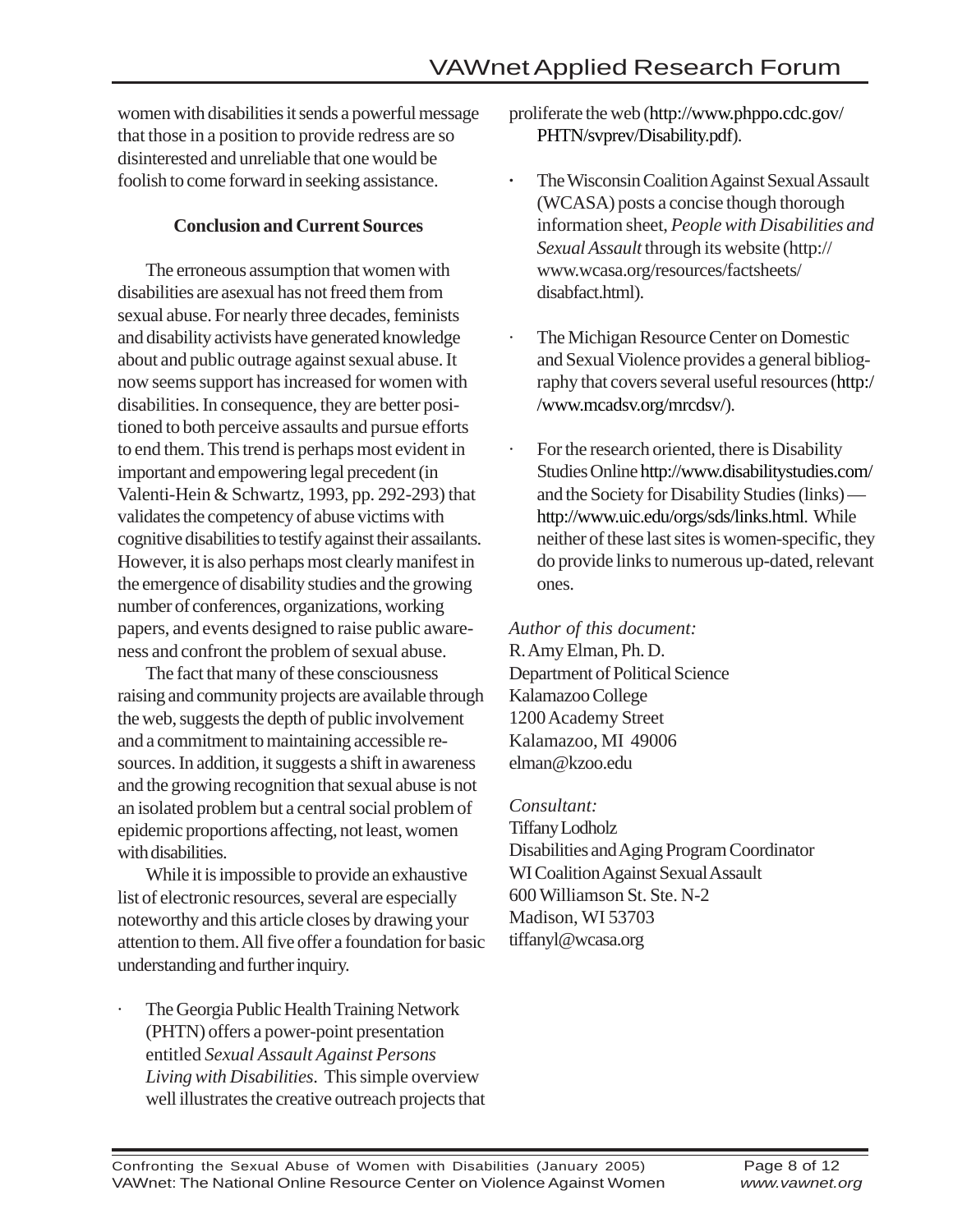women with disabilities it sends a powerful message that those in a position to provide redress are so disinterested and unreliable that one would be foolish to come forward in seeking assistance.

### Conclusion and Current Sources

The erroneous assumption that women with disabilities are asexual has not freed them from sexual abuse. For nearly three decades, feminists and disability activists have generated knowledge about and public outrage against sexual abuse. It now seems support has increased for women with disabilities. In consequence, they are better positioned to both perceive assaults and pursue efforts to end them. This trend is perhaps most evident in important and empowering legal precedent (in Valenti-Hein & Schwartz, 1993, pp. 292-293) that validates the competency of abuse victims with cognitive disabilities to testify against their assailants. However, it is also perhaps most clearly manifest in the emergence of disability studies and the growing number of conferences, organizations, working papers, and events designed to raise public awareness and confront the problem of sexual abuse.

The fact that many of these consciousness raising and community projects are available through the web, suggests the depth of public involvement and a commitment to maintaining accessible resources. In addition, it suggests a shift in awareness and the growing recognition that sexual abuse is not an isolated problem but a central social problem of epidemic proportions affecting, not least, women with disabilities.

While it is impossible to provide an exhaustive list of electronic resources, several are especially noteworthy and this article closes by drawing your attention to them. All five offer a foundation for basic understanding and further inquiry.

- The Georgia Public Health Training Network (PHTN) offers a power-point presentation entitled *Sexual Assault Against Persons Living with Disabilities*. This simple overview well illustrates the creative outreach projects that proliferate the web (http://www.phppo.cdc.gov/PHTN/svprev/Disability.pdf).
- The Wisconsin Coalition Against Sexual Assault (WCASA) posts a concise though thorough information sheet, *People with Disabilities and Sexual Assault* through its website (http://www.wcasa.org/resources/factsheets/disabfact.html).
- The Michigan Resource Center on Domestic and Sexual Violence provides a general bibliography that covers several useful resources (http://www.mcadsv.org/mrcdsv/).
- For the research oriented, there is Disability Studies Online http://www.disabilitystudies.com/ and the Society for Disability Studies (links) — http://www.uic.edu/orgs/sds/links.html. While neither of these last sites is women-specific, they do provide links to numerous up-dated, relevant ones.

*Author of this document:*
R. Amy Elman, Ph. D.
Department of Political Science
Kalamazoo College
1200 Academy Street
Kalamazoo, MI 49006
elman@kzoo.edu

*Consultant:*
Tiffany Lodholz
Disabilities and Aging Program Coordinator
WI Coalition Against Sexual Assault
600 Williamson St. Ste. N-2
Madison, WI 53703
tiffanyl@wcasa.org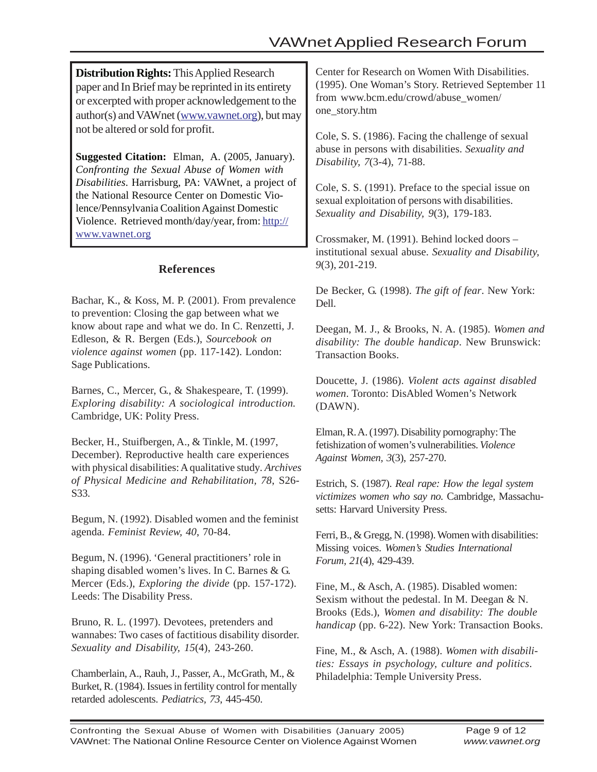**Distribution Rights:** This Applied Research paper and In Brief may be reprinted in its entirety or excerpted with proper acknowledgement to the author(s) and VAWnet (www.vawnet.org), but may not be altered or sold for profit.

**Suggested Citation:** Elman, A. (2005, January). *Confronting the Sexual Abuse of Women with Disabilities*. Harrisburg, PA: VAWnet, a project of the National Resource Center on Domestic Violence/Pennsylvania Coalition Against Domestic Violence. Retrieved month/day/year, from: http://www.vawnet.org

### References

Bachar, K., & Koss, M. P. (2001). From prevalence to prevention: Closing the gap between what we know about rape and what we do. In C. Renzetti, J. Edleson, & R. Bergen (Eds.), *Sourcebook on violence against women* (pp. 117-142). London: Sage Publications.

Barnes, C., Mercer, G., & Shakespeare, T. (1999). *Exploring disability: A sociological introduction.* Cambridge, UK: Polity Press.

Becker, H., Stuifbergen, A., & Tinkle, M. (1997, December). Reproductive health care experiences with physical disabilities: A qualitative study. *Archives of Physical Medicine and Rehabilitation, 78*, S26-S33.

Begum, N. (1992). Disabled women and the feminist agenda. *Feminist Review, 40*, 70-84.

Begum, N. (1996). 'General practitioners' role in shaping disabled women's lives. In C. Barnes & G. Mercer (Eds.), *Exploring the divide* (pp. 157-172). Leeds: The Disability Press.

Bruno, R. L. (1997). Devotees, pretenders and wannabes: Two cases of factitious disability disorder. *Sexuality and Disability, 15*(4), 243-260.

Chamberlain, A., Rauh, J., Passer, A., McGrath, M., & Burket, R. (1984). Issues in fertility control for mentally retarded adolescents. *Pediatrics, 73*, 445-450.

Center for Research on Women With Disabilities. (1995). One Woman's Story. Retrieved September 11 from www.bcm.edu/crowd/abuse_women/one_story.htm

Cole, S. S. (1986). Facing the challenge of sexual abuse in persons with disabilities. *Sexuality and Disability, 7*(3-4), 71-88.

Cole, S. S. (1991). Preface to the special issue on sexual exploitation of persons with disabilities. *Sexuality and Disability, 9*(3), 179-183.

Crossmaker, M. (1991). Behind locked doors – institutional sexual abuse. *Sexuality and Disability, 9*(3), 201-219.

De Becker, G. (1998). *The gift of fear*. New York: Dell.

Deegan, M. J., & Brooks, N. A. (1985). *Women and disability: The double handicap*. New Brunswick: Transaction Books.

Doucette, J. (1986). *Violent acts against disabled women*. Toronto: DisAbled Women's Network (DAWN).

Elman, R. A. (1997). Disability pornography: The fetishization of women's vulnerabilities. *Violence Against Women, 3*(3), 257-270.

Estrich, S. (1987). *Real rape: How the legal system victimizes women who say no.* Cambridge, Massachusetts: Harvard University Press.

Ferri, B., & Gregg, N. (1998). Women with disabilities: Missing voices. *Women's Studies International Forum, 21*(4), 429-439.

Fine, M., & Asch, A. (1985). Disabled women: Sexism without the pedestal. In M. Deegan & N. Brooks (Eds.), *Women and disability: The double handicap* (pp. 6-22). New York: Transaction Books.

Fine, M., & Asch, A. (1988). *Women with disabilities: Essays in psychology, culture and politics*. Philadelphia: Temple University Press.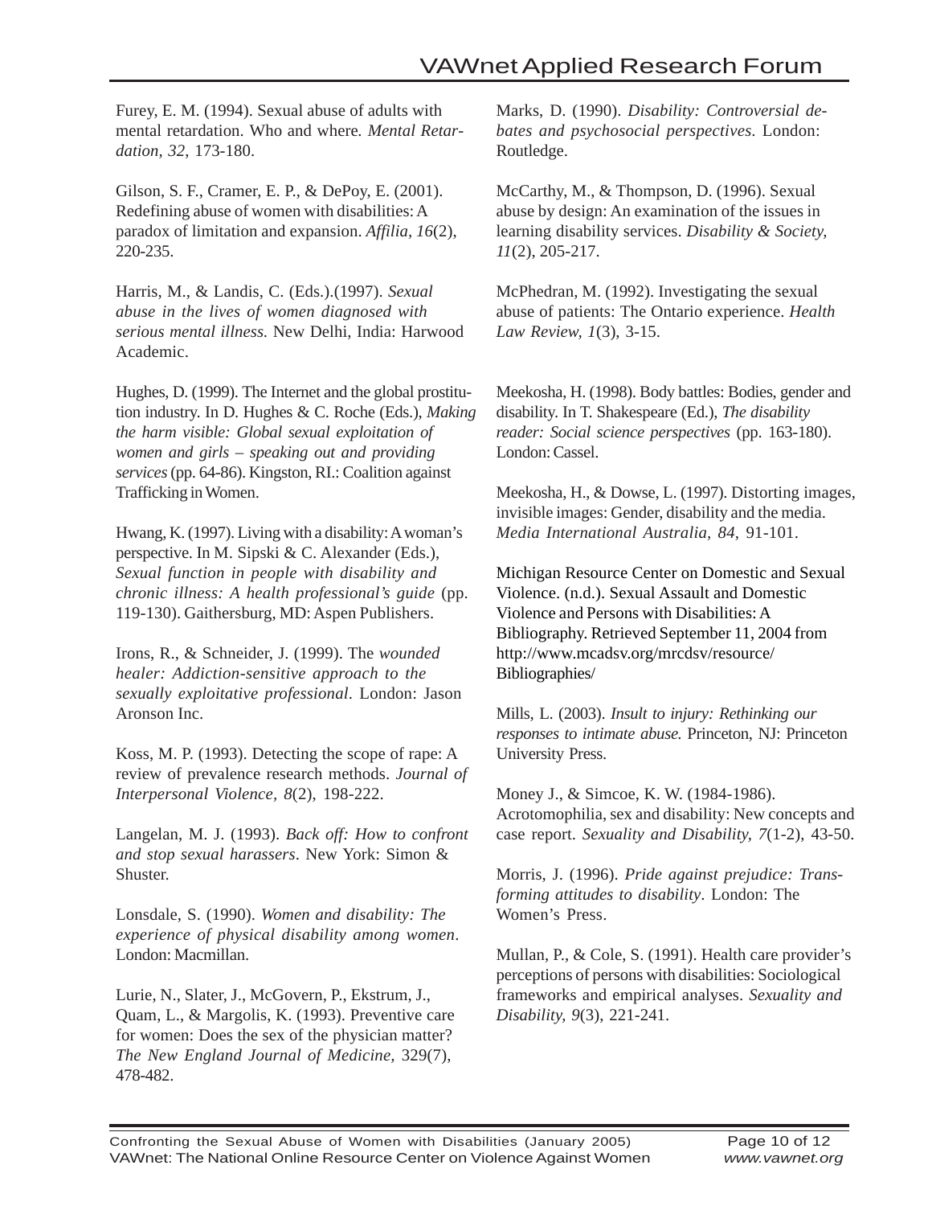Furey, E. M. (1994). Sexual abuse of adults with mental retardation. Who and where. *Mental Retardation, 32*, 173-180.

Gilson, S. F., Cramer, E. P., & DePoy, E. (2001). Redefining abuse of women with disabilities: A paradox of limitation and expansion. *Affilia, 16*(2), 220-235.

Harris, M., & Landis, C. (Eds.).(1997). *Sexual abuse in the lives of women diagnosed with serious mental illness*. New Delhi, India: Harwood Academic.

Hughes, D. (1999). The Internet and the global prostitution industry. In D. Hughes & C. Roche (Eds.), *Making the harm visible: Global sexual exploitation of women and girls – speaking out and providing services* (pp. 64-86). Kingston, RI.: Coalition against Trafficking in Women.

Hwang, K. (1997). Living with a disability: A woman's perspective. In M. Sipski & C. Alexander (Eds.), *Sexual function in people with disability and chronic illness: A health professional's guide* (pp. 119-130). Gaithersburg, MD: Aspen Publishers.

Irons, R., & Schneider, J. (1999). The *wounded healer: Addiction-sensitive approach to the sexually exploitative professional*. London: Jason Aronson Inc.

Koss, M. P. (1993). Detecting the scope of rape: A review of prevalence research methods. *Journal of Interpersonal Violence, 8*(2), 198-222.

Langelan, M. J. (1993). *Back off: How to confront and stop sexual harassers*. New York: Simon & Shuster.

Lonsdale, S. (1990). *Women and disability: The experience of physical disability among women*. London: Macmillan.

Lurie, N., Slater, J., McGovern, P., Ekstrum, J., Quam, L., & Margolis, K. (1993). Preventive care for women: Does the sex of the physician matter? *The New England Journal of Medicine,* 329(7), 478-482.

Marks, D. (1990). *Disability: Controversial debates and psychosocial perspectives*. London: Routledge.

McCarthy, M., & Thompson, D. (1996). Sexual abuse by design: An examination of the issues in learning disability services. *Disability & Society, 11*(2), 205-217.

McPhedran, M. (1992). Investigating the sexual abuse of patients: The Ontario experience. *Health Law Review, 1*(3), 3-15.

Meekosha, H. (1998). Body battles: Bodies, gender and disability. In T. Shakespeare (Ed.), *The disability reader: Social science perspectives* (pp. 163-180). London: Cassel.

Meekosha, H., & Dowse, L. (1997). Distorting images, invisible images: Gender, disability and the media. *Media International Australia, 84*, 91-101.

Michigan Resource Center on Domestic and Sexual Violence. (n.d.). Sexual Assault and Domestic Violence and Persons with Disabilities: A Bibliography. Retrieved September 11, 2004 from http://www.mcadsv.org/mrcdsv/resource/Bibliographies/

Mills, L. (2003). *Insult to injury: Rethinking our responses to intimate abuse.* Princeton, NJ: Princeton University Press.

Money J., & Simcoe, K. W. (1984-1986). Acrotomophilia, sex and disability: New concepts and case report. *Sexuality and Disability, 7*(1-2), 43-50.

Morris, J. (1996). *Pride against prejudice: Transforming attitudes to disability*. London: The Women's Press.

Mullan, P., & Cole, S. (1991). Health care provider's perceptions of persons with disabilities: Sociological frameworks and empirical analyses. *Sexuality and Disability, 9*(3), 221-241.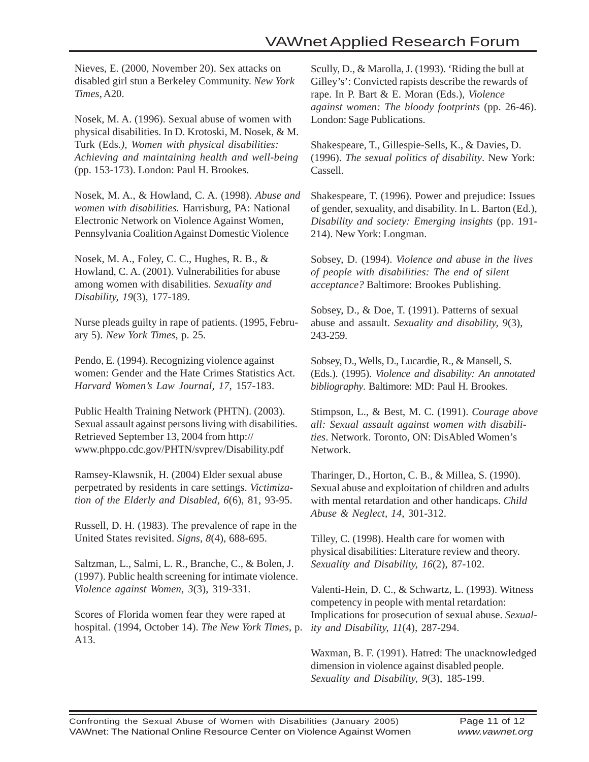Nieves, E. (2000, November 20). Sex attacks on disabled girl stun a Berkeley Community. *New York Times*, A20.

Nosek, M. A. (1996). Sexual abuse of women with physical disabilities. In D. Krotoski, M. Nosek, & M. Turk (Eds.*), Women with physical disabilities: Achieving and maintaining health and well-being* (pp. 153-173). London: Paul H. Brookes.

Nosek, M. A., & Howland, C. A. (1998). *Abuse and women with disabilities.* Harrisburg, PA: National Electronic Network on Violence Against Women, Pennsylvania Coalition Against Domestic Violence

Nosek, M. A., Foley, C. C., Hughes, R. B., & Howland, C. A. (2001). Vulnerabilities for abuse among women with disabilities. *Sexuality and Disability, 19*(3), 177-189.

Nurse pleads guilty in rape of patients. (1995, February 5). *New York Times*, p. 25.

Pendo, E. (1994). Recognizing violence against women: Gender and the Hate Crimes Statistics Act. *Harvard Women's Law Journal, 17,* 157-183.

Public Health Training Network (PHTN). (2003). Sexual assault against persons living with disabilities. Retrieved September 13, 2004 from http://www.phppo.cdc.gov/PHTN/svprev/Disability.pdf

Ramsey-Klawsnik, H. (2004) Elder sexual abuse perpetrated by residents in care settings. *Victimization of the Elderly and Disabled, 6*(6), 81, 93-95.

Russell, D. H. (1983). The prevalence of rape in the United States revisited. *Signs, 8*(4), 688-695.

Saltzman, L., Salmi, L. R., Branche, C., & Bolen, J. (1997). Public health screening for intimate violence. *Violence against Women, 3*(3), 319-331.

Scores of Florida women fear they were raped at hospital. (1994, October 14). *The New York Times*, p. A13.

Scully, D., & Marolla, J. (1993). 'Riding the bull at Gilley's': Convicted rapists describe the rewards of rape. In P. Bart & E. Moran (Eds.), *Violence against women: The bloody footprints* (pp. 26-46). London: Sage Publications.

Shakespeare, T., Gillespie-Sells, K., & Davies, D. (1996). *The sexual politics of disability*. New York: Cassell.

Shakespeare, T. (1996). Power and prejudice: Issues of gender, sexuality, and disability. In L. Barton (Ed.), *Disability and society: Emerging insights* (pp. 191-214). New York: Longman.

Sobsey, D. (1994). *Violence and abuse in the lives of people with disabilities: The end of silent acceptance?* Baltimore: Brookes Publishing.

Sobsey, D., & Doe, T. (1991). Patterns of sexual abuse and assault. *Sexuality and disability, 9*(3), 243-259.

Sobsey, D., Wells, D., Lucardie, R., & Mansell, S. (Eds.). (1995). *Violence and disability: An annotated bibliography*. Baltimore: MD: Paul H. Brookes.

Stimpson, L., & Best, M. C. (1991). *Courage above all: Sexual assault against women with disabilities*. Network. Toronto, ON: DisAbled Women's Network.

Tharinger, D., Horton, C. B., & Millea, S. (1990). Sexual abuse and exploitation of children and adults with mental retardation and other handicaps. *Child Abuse & Neglect, 14*, 301-312.

Tilley, C. (1998). Health care for women with physical disabilities: Literature review and theory. *Sexuality and Disability, 16*(2), 87-102.

Valenti-Hein, D. C., & Schwartz, L. (1993). Witness competency in people with mental retardation: Implications for prosecution of sexual abuse. *Sexuality and Disability, 11*(4), 287-294.

Waxman, B. F. (1991). Hatred: The unacknowledged dimension in violence against disabled people. *Sexuality and Disability, 9*(3), 185-199.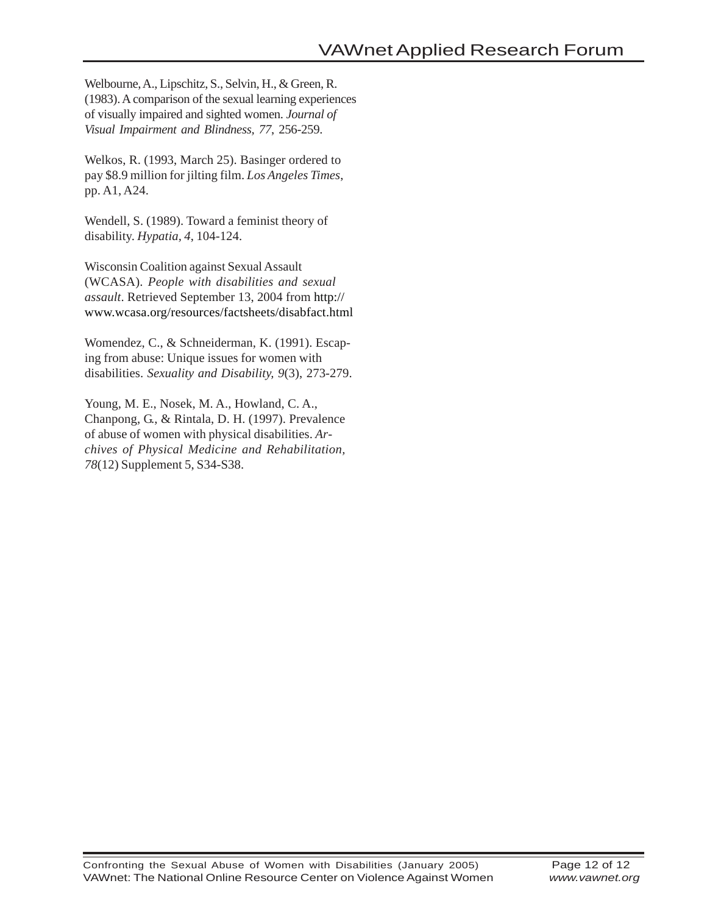Welbourne, A., Lipschitz, S., Selvin, H., & Green, R. (1983). A comparison of the sexual learning experiences of visually impaired and sighted women. *Journal of Visual Impairment and Blindness, 77,* 256-259.

Welkos, R. (1993, March 25). Basinger ordered to pay $8.9 million for jilting film. *Los Angeles Times*, pp. A1, A24.

Wendell, S. (1989). Toward a feminist theory of disability. *Hypatia*, *4*, 104-124.

Wisconsin Coalition against Sexual Assault (WCASA). *People with disabilities and sexual assault*. Retrieved September 13, 2004 from http://www.wcasa.org/resources/factsheets/disabfact.html

Womendez, C., & Schneiderman, K. (1991). Escaping from abuse: Unique issues for women with disabilities. *Sexuality and Disability, 9*(3), 273-279.

Young, M. E., Nosek, M. A., Howland, C. A., Chanpong, G., & Rintala, D. H. (1997). Prevalence of abuse of women with physical disabilities. *Archives of Physical Medicine and Rehabilitation, 78*(12) Supplement 5, S34-S38.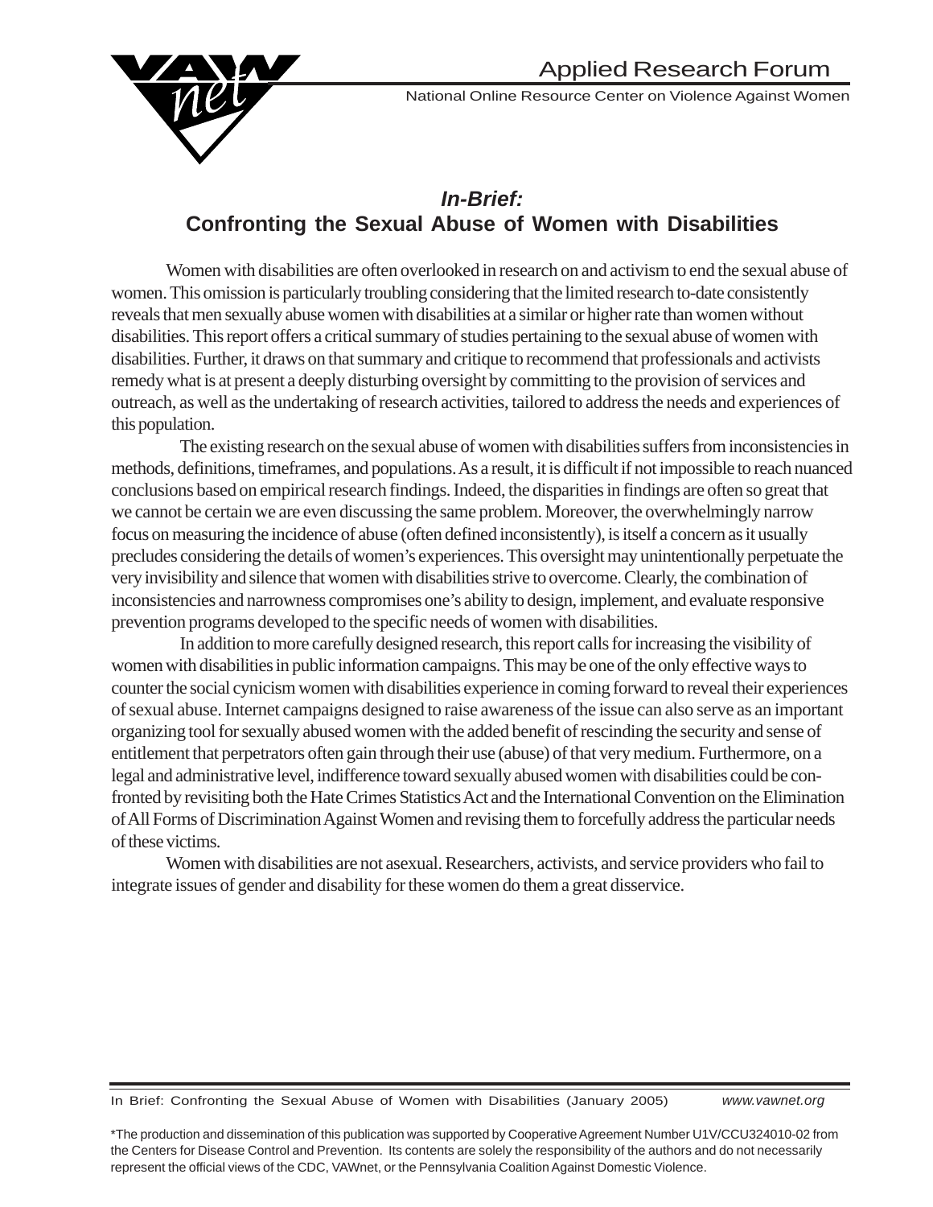Applied Research Forum

National Online Resource Center on Violence Against Women

## *In-Brief:*
## Confronting the Sexual Abuse of Women with Disabilities

Women with disabilities are often overlooked in research on and activism to end the sexual abuse of women. This omission is particularly troubling considering that the limited research to-date consistently reveals that men sexually abuse women with disabilities at a similar or higher rate than women without disabilities. This report offers a critical summary of studies pertaining to the sexual abuse of women with disabilities. Further, it draws on that summary and critique to recommend that professionals and activists remedy what is at present a deeply disturbing oversight by committing to the provision of services and outreach, as well as the undertaking of research activities, tailored to address the needs and experiences of this population.

The existing research on the sexual abuse of women with disabilities suffers from inconsistencies in methods, definitions, timeframes, and populations. As a result, it is difficult if not impossible to reach nuanced conclusions based on empirical research findings. Indeed, the disparities in findings are often so great that we cannot be certain we are even discussing the same problem. Moreover, the overwhelmingly narrow focus on measuring the incidence of abuse (often defined inconsistently), is itself a concern as it usually precludes considering the details of women's experiences. This oversight may unintentionally perpetuate the very invisibility and silence that women with disabilities strive to overcome. Clearly, the combination of inconsistencies and narrowness compromises one's ability to design, implement, and evaluate responsive prevention programs developed to the specific needs of women with disabilities.

In addition to more carefully designed research, this report calls for increasing the visibility of women with disabilities in public information campaigns. This may be one of the only effective ways to counter the social cynicism women with disabilities experience in coming forward to reveal their experiences of sexual abuse. Internet campaigns designed to raise awareness of the issue can also serve as an important organizing tool for sexually abused women with the added benefit of rescinding the security and sense of entitlement that perpetrators often gain through their use (abuse) of that very medium. Furthermore, on a legal and administrative level, indifference toward sexually abused women with disabilities could be confronted by revisiting both the Hate Crimes Statistics Act and the International Convention on the Elimination of All Forms of Discrimination Against Women and revising them to forcefully address the particular needs of these victims.

Women with disabilities are not asexual. Researchers, activists, and service providers who fail to integrate issues of gender and disability for these women do them a great disservice.

In Brief: Confronting the Sexual Abuse of Women with Disabilities (January 2005) www.vawnet.org

*The production and dissemination of this publication was supported by Cooperative Agreement Number U1V/CCU324010-02 from the Centers for Disease Control and Prevention. Its contents are solely the responsibility of the authors and do not necessarily represent the official views of the CDC, VAWnet, or the Pennsylvania Coalition Against Domestic Violence.